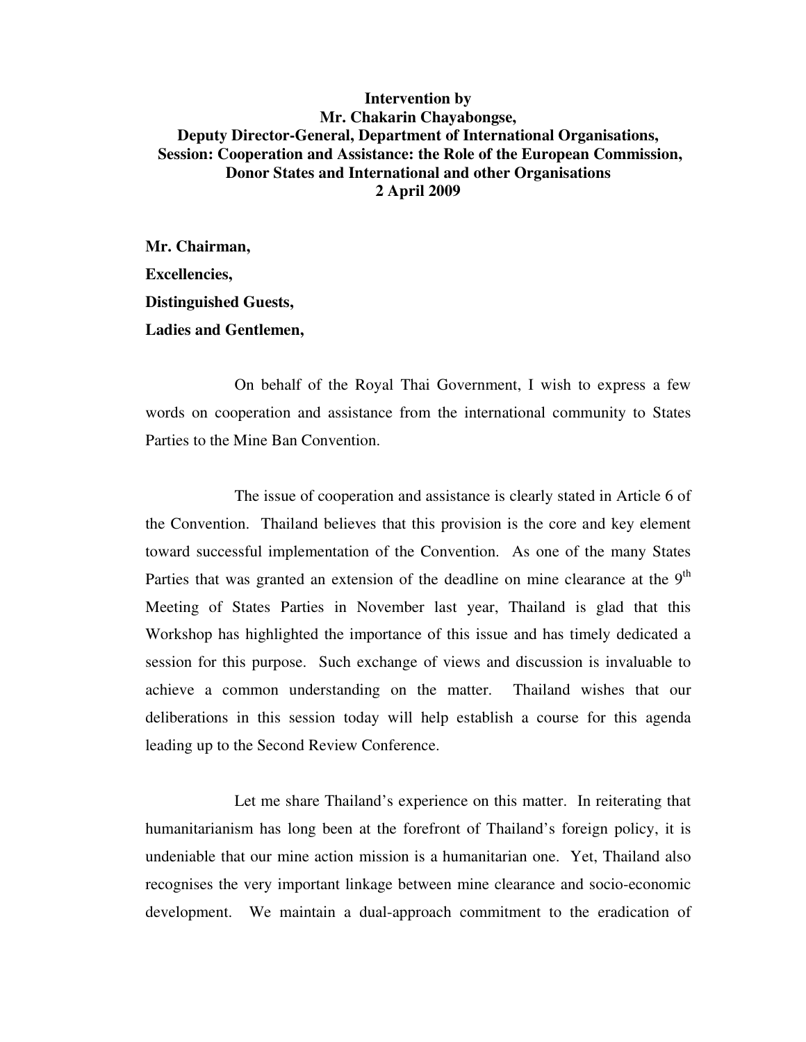**Intervention by**
**Mr. Chakarin Chayabongse,**
**Deputy Director-General, Department of International Organisations,**
**Session: Cooperation and Assistance: the Role of the European Commission, Donor States and International and other Organisations**
**2 April 2009**

**Mr. Chairman,**
**Excellencies,**
**Distinguished Guests,**
**Ladies and Gentlemen,**

On behalf of the Royal Thai Government, I wish to express a few words on cooperation and assistance from the international community to States Parties to the Mine Ban Convention.

The issue of cooperation and assistance is clearly stated in Article 6 of the Convention. Thailand believes that this provision is the core and key element toward successful implementation of the Convention. As one of the many States Parties that was granted an extension of the deadline on mine clearance at the 9th Meeting of States Parties in November last year, Thailand is glad that this Workshop has highlighted the importance of this issue and has timely dedicated a session for this purpose. Such exchange of views and discussion is invaluable to achieve a common understanding on the matter. Thailand wishes that our deliberations in this session today will help establish a course for this agenda leading up to the Second Review Conference.

Let me share Thailand's experience on this matter. In reiterating that humanitarianism has long been at the forefront of Thailand's foreign policy, it is undeniable that our mine action mission is a humanitarian one. Yet, Thailand also recognises the very important linkage between mine clearance and socio-economic development. We maintain a dual-approach commitment to the eradication of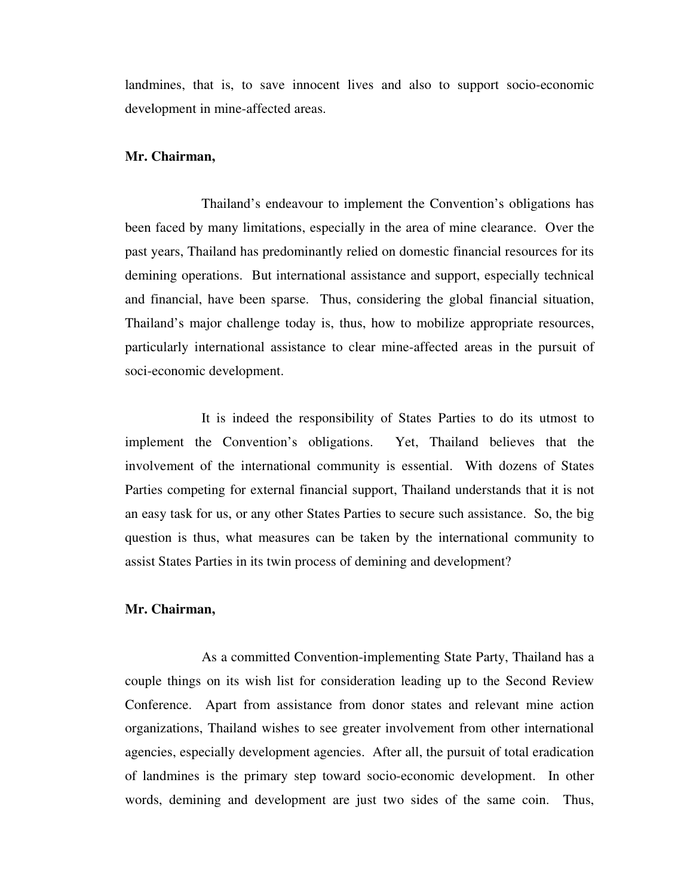landmines, that is, to save innocent lives and also to support socio-economic development in mine-affected areas.

**Mr. Chairman,**

Thailand's endeavour to implement the Convention's obligations has been faced by many limitations, especially in the area of mine clearance. Over the past years, Thailand has predominantly relied on domestic financial resources for its demining operations. But international assistance and support, especially technical and financial, have been sparse. Thus, considering the global financial situation, Thailand's major challenge today is, thus, how to mobilize appropriate resources, particularly international assistance to clear mine-affected areas in the pursuit of soci-economic development.

It is indeed the responsibility of States Parties to do its utmost to implement the Convention's obligations. Yet, Thailand believes that the involvement of the international community is essential. With dozens of States Parties competing for external financial support, Thailand understands that it is not an easy task for us, or any other States Parties to secure such assistance. So, the big question is thus, what measures can be taken by the international community to assist States Parties in its twin process of demining and development?

**Mr. Chairman,**

As a committed Convention-implementing State Party, Thailand has a couple things on its wish list for consideration leading up to the Second Review Conference. Apart from assistance from donor states and relevant mine action organizations, Thailand wishes to see greater involvement from other international agencies, especially development agencies. After all, the pursuit of total eradication of landmines is the primary step toward socio-economic development. In other words, demining and development are just two sides of the same coin. Thus,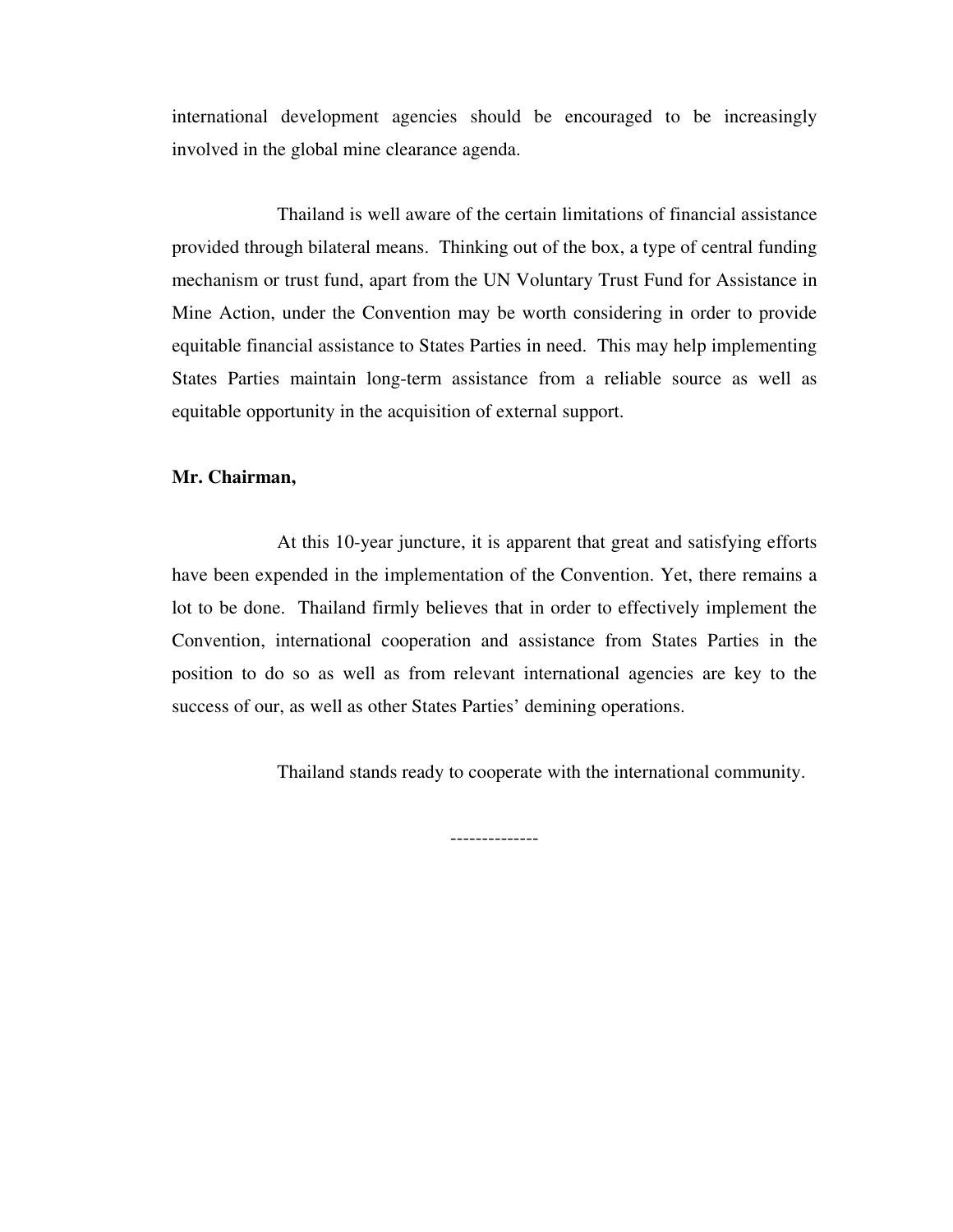international development agencies should be encouraged to be increasingly involved in the global mine clearance agenda.

Thailand is well aware of the certain limitations of financial assistance provided through bilateral means. Thinking out of the box, a type of central funding mechanism or trust fund, apart from the UN Voluntary Trust Fund for Assistance in Mine Action, under the Convention may be worth considering in order to provide equitable financial assistance to States Parties in need. This may help implementing States Parties maintain long-term assistance from a reliable source as well as equitable opportunity in the acquisition of external support.

**Mr. Chairman,**

At this 10-year juncture, it is apparent that great and satisfying efforts have been expended in the implementation of the Convention. Yet, there remains a lot to be done. Thailand firmly believes that in order to effectively implement the Convention, international cooperation and assistance from States Parties in the position to do so as well as from relevant international agencies are key to the success of our, as well as other States Parties' demining operations.

Thailand stands ready to cooperate with the international community.

--------------